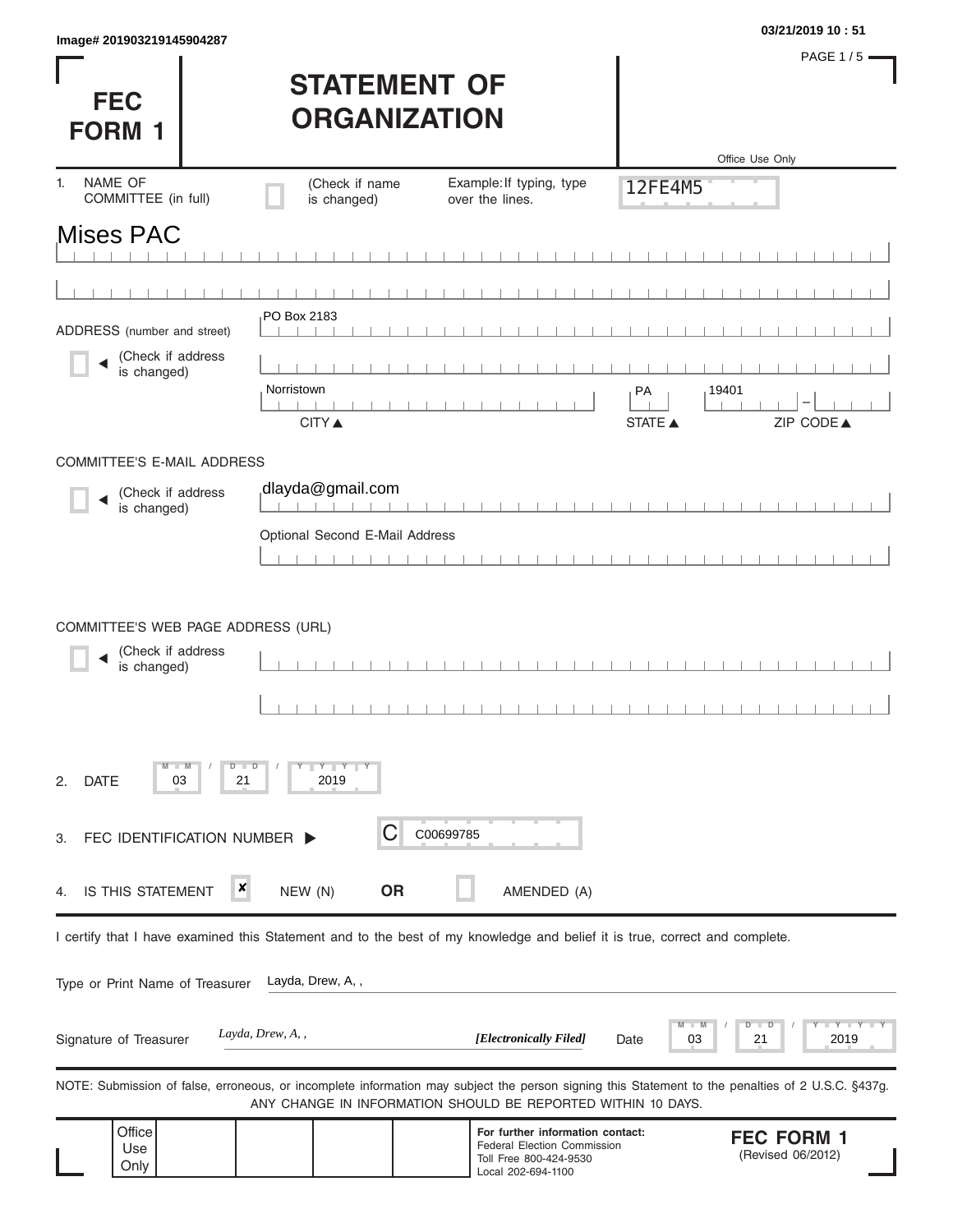Image# 201903219145904287

03/21/2019 10 : 51

# FEC FORM 1

# STATEMENT OF ORGANIZATION

Office Use Only

12FE4M5

1. NAME OF COMMITTEE (in full) ☐ (Check if name is changed) Example: If typing, type over the lines.

Mises PAC

ADDRESS (number and street) ☐ (Check if address is changed)

PO Box 2183

Norristown | PA | 19401

CITY ▲ STATE ▲ ZIP CODE ▲

COMMITTEE'S E-MAIL ADDRESS ☐ (Check if address is changed)

dlayda@gmail.com

Optional Second E-Mail Address

COMMITTEE'S WEB PAGE ADDRESS (URL) ☐ (Check if address is changed)

2. DATE 03 / 21 / 2019

3. FEC IDENTIFICATION NUMBER ▶ C C00699785

4. IS THIS STATEMENT ☒ NEW (N) **OR** ☐ AMENDED (A)

I certify that I have examined this Statement and to the best of my knowledge and belief it is true, correct and complete.

Type or Print Name of Treasurer Layda, Drew, A, ,

Signature of Treasurer *Layda, Drew, A, ,* ***[Electronically Filed]*** Date 03 / 21 / 2019

NOTE: Submission of false, erroneous, or incomplete information may subject the person signing this Statement to the penalties of 2 U.S.C. §437g.
ANY CHANGE IN INFORMATION SHOULD BE REPORTED WITHIN 10 DAYS.

Office Use Only

**For further information contact:**
Federal Election Commission
Toll Free 800-424-9530
Local 202-694-1100

**FEC FORM 1**
(Revised 06/2012)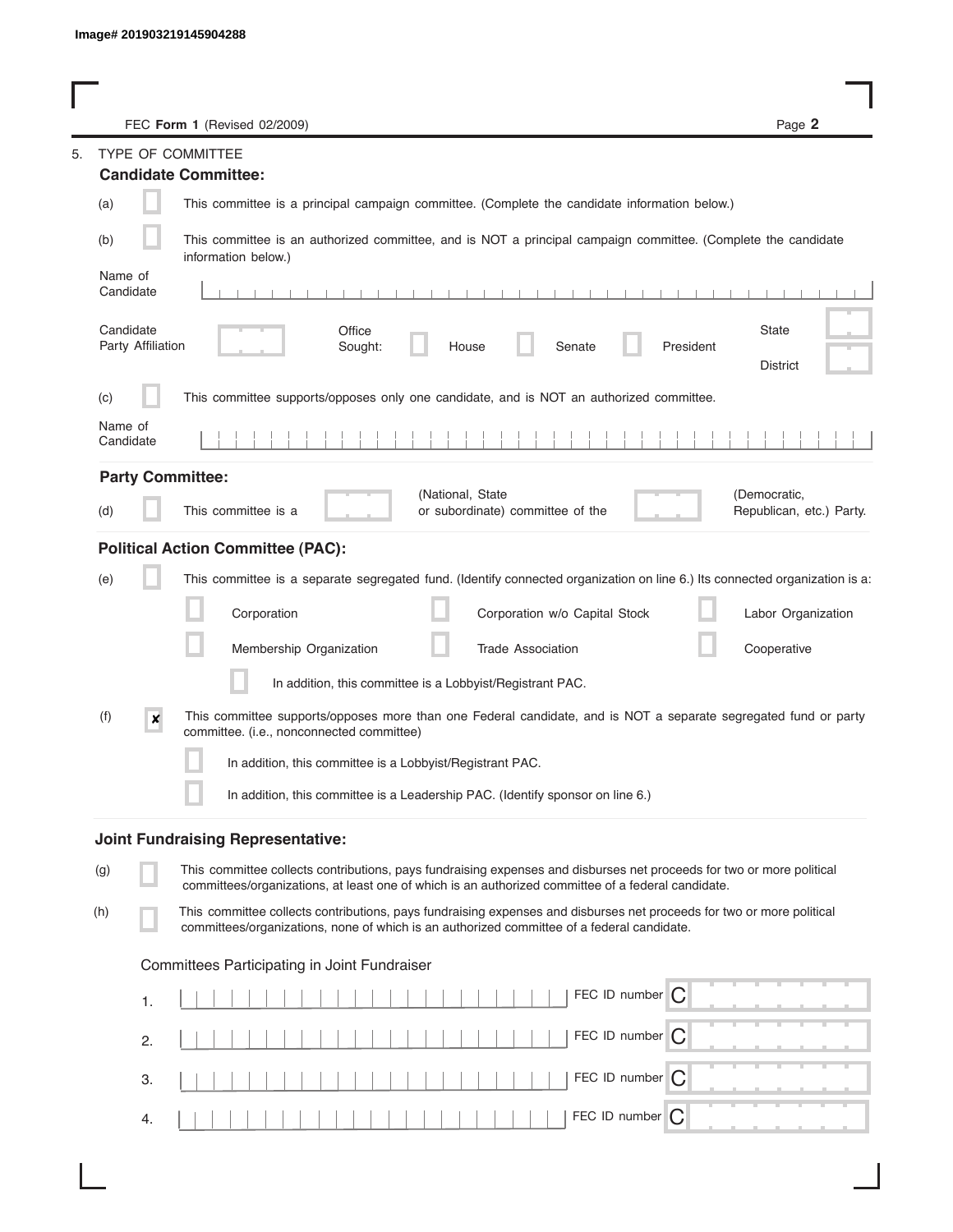Image# 201903219145904288

FEC **Form 1** (Revised 02/2009)

5. TYPE OF COMMITTEE

**Candidate Committee:**

(a) ☐ This committee is a principal campaign committee. (Complete the candidate information below.)

(b) ☐ This committee is an authorized committee, and is NOT a principal campaign committee. (Complete the candidate information below.)

Name of Candidate

Candidate Party Affiliation

Office Sought: ☐ House ☐ Senate ☐ President

State

District

(c) ☐ This committee supports/opposes only one candidate, and is NOT an authorized committee.

Name of Candidate

**Party Committee:**

(d) ☐ This committee is a (National, State or subordinate) committee of the (Democratic, Republican, etc.) Party.

**Political Action Committee (PAC):**

(e) ☐ This committee is a separate segregated fund. (Identify connected organization on line 6.) Its connected organization is a:

☐ Corporation ☐ Corporation w/o Capital Stock ☐ Labor Organization

☐ Membership Organization ☐ Trade Association ☐ Cooperative

☐ In addition, this committee is a Lobbyist/Registrant PAC.

(f) ☒ This committee supports/opposes more than one Federal candidate, and is NOT a separate segregated fund or party committee. (i.e., nonconnected committee)

☐ In addition, this committee is a Lobbyist/Registrant PAC.

☐ In addition, this committee is a Leadership PAC. (Identify sponsor on line 6.)

**Joint Fundraising Representative:**

(g) ☐ This committee collects contributions, pays fundraising expenses and disburses net proceeds for two or more political committees/organizations, at least one of which is an authorized committee of a federal candidate.

(h) ☐ This committee collects contributions, pays fundraising expenses and disburses net proceeds for two or more political committees/organizations, none of which is an authorized committee of a federal candidate.

Committees Participating in Joint Fundraiser

1. FEC ID number C

2. FEC ID number C

3. FEC ID number C

4. FEC ID number C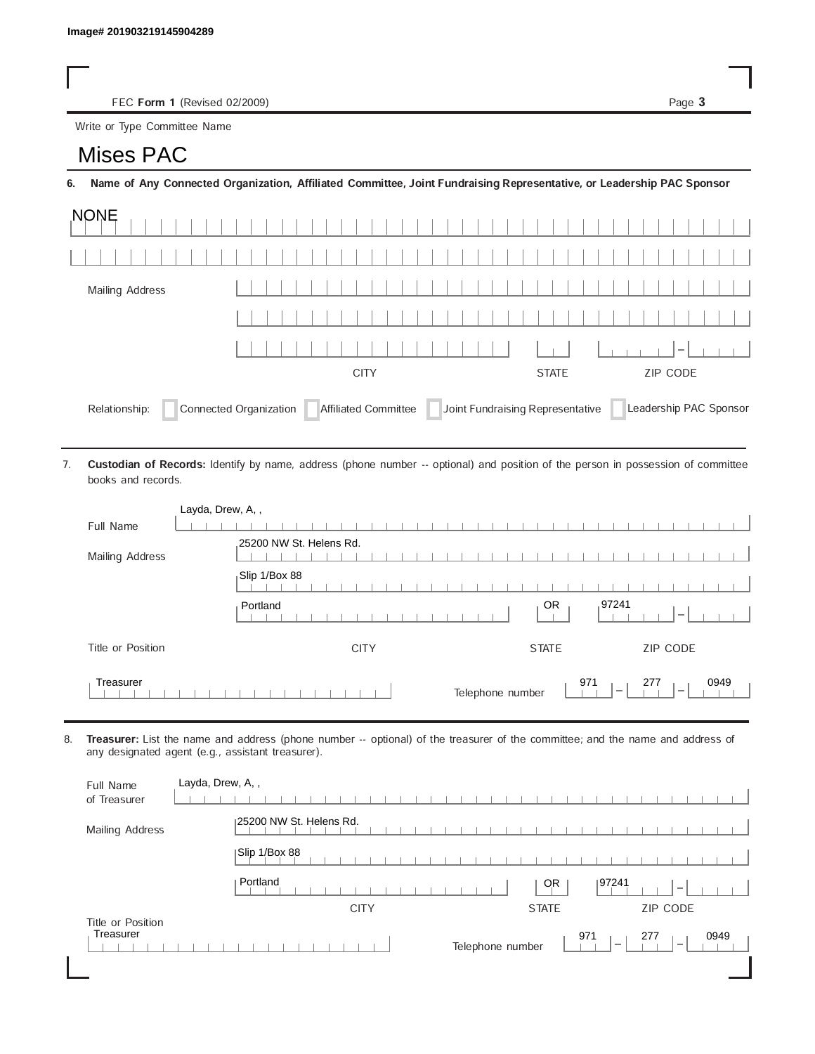Image# 201903219145904289

FEC **Form 1** (Revised 02/2009)

Write or Type Committee Name

# Mises PAC

**6. Name of Any Connected Organization, Affiliated Committee, Joint Fundraising Representative, or Leadership PAC Sponsor**

NONE

Mailing Address

CITY | STATE | ZIP CODE

Relationship: Connected Organization | Affiliated Committee | Joint Fundraising Representative | Leadership PAC Sponsor

7. **Custodian of Records:** Identify by name, address (phone number -- optional) and position of the person in possession of committee books and records.

Full Name: Layda, Drew, A, ,

Mailing Address: 25200 NW St. Helens Rd.

Slip 1/Box 88

| CITY | STATE | ZIP CODE |
|---|---|---|
| Portland | OR | 97241 |

Title or Position: Treasurer

Telephone number: 971 – 277 – 0949

8. **Treasurer:** List the name and address (phone number -- optional) of the treasurer of the committee; and the name and address of any designated agent (e.g., assistant treasurer).

Full Name of Treasurer: Layda, Drew, A, ,

Mailing Address: 25200 NW St. Helens Rd.

Slip 1/Box 88

| CITY | STATE | ZIP CODE |
|---|---|---|
| Portland | OR | 97241 |

Title or Position: Treasurer

Telephone number: 971 – 277 – 0949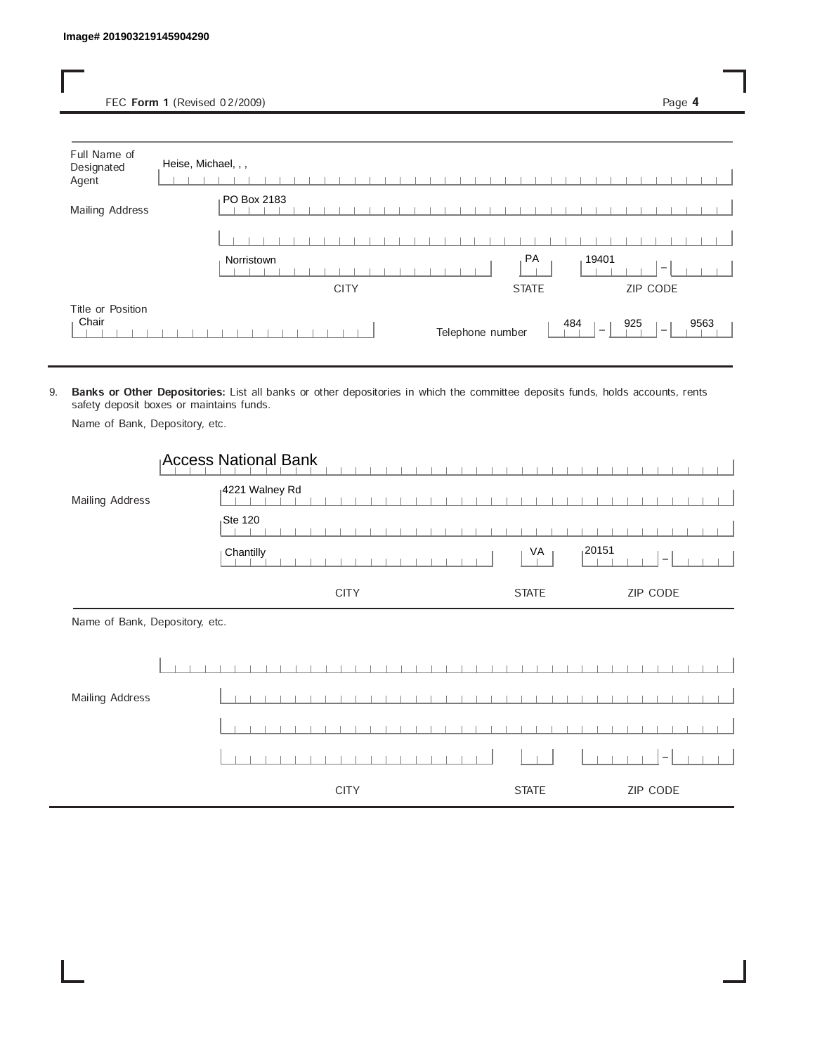Image# 201903219145904290

FEC **Form 1** (Revised 02/2009)

Full Name of Designated Agent: Heise, Michael, , ,

Mailing Address: PO Box 2183

Norristown | PA | 19401 -

CITY | STATE | ZIP CODE

Title or Position: Chair

Telephone number: 484 - 925 - 9563

9. **Banks or Other Depositories:** List all banks or other depositories in which the committee deposits funds, holds accounts, rents safety deposit boxes or maintains funds.

Name of Bank, Depository, etc.

Access National Bank

Mailing Address: 4221 Walney Rd

Ste 120

Chantilly | VA | 20151 -

CITY | STATE | ZIP CODE

Name of Bank, Depository, etc.

Mailing Address

CITY | STATE | ZIP CODE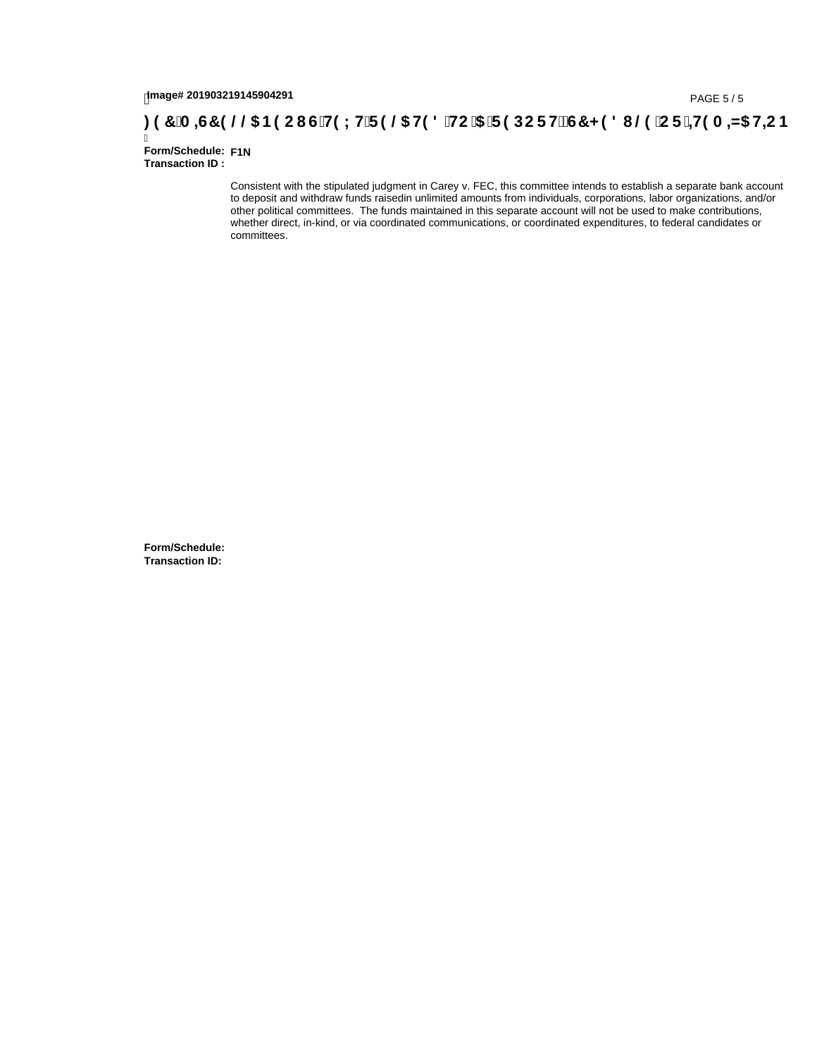**Form/Schedule:** **F1N**
**Transaction ID :**

Consistent with the stipulated judgment in Carey v. FEC, this committee intends to establish a separate bank account to deposit and withdraw funds raisedin unlimited amounts from individuals, corporations, labor organizations, and/or other political committees. The funds maintained in this separate account will not be used to make contributions, whether direct, in-kind, or via coordinated communications, or coordinated expenditures, to federal candidates or committees.

**Form/Schedule:**
**Transaction ID:**